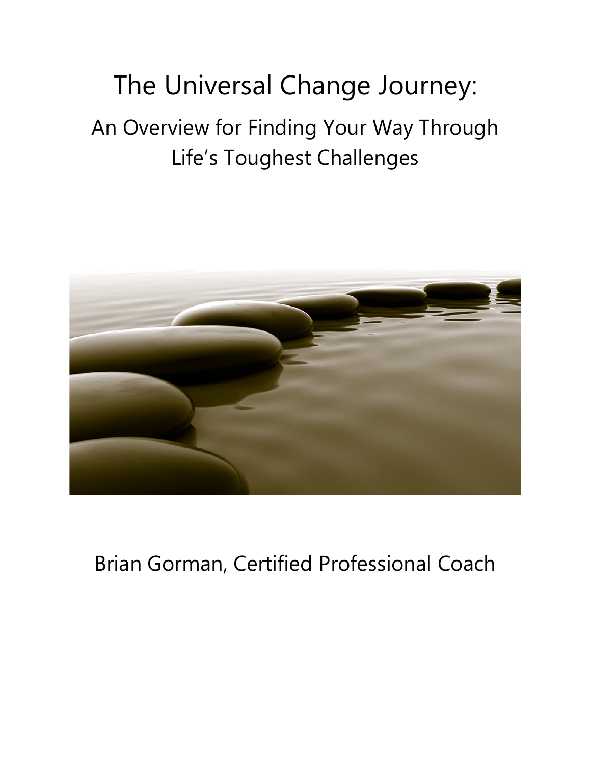# The Universal Change Journey:

## An Overview for Finding Your Way Through Life's Toughest Challenges

Brian Gorman, Certified Professional Coach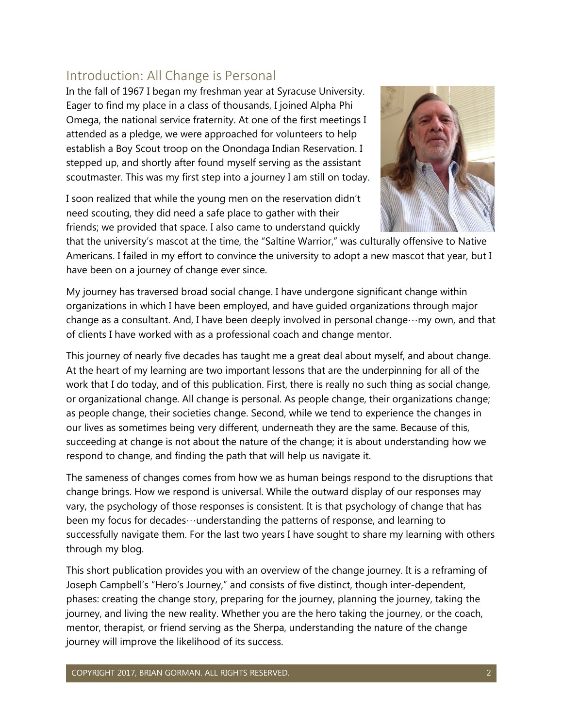## Introduction: All Change is Personal

In the fall of 1967 I began my freshman year at Syracuse University. Eager to find my place in a class of thousands, I joined Alpha Phi Omega, the national service fraternity. At one of the first meetings I attended as a pledge, we were approached for volunteers to help establish a Boy Scout troop on the Onondaga Indian Reservation. I stepped up, and shortly after found myself serving as the assistant scoutmaster. This was my first step into a journey I am still on today.

I soon realized that while the young men on the reservation didn't need scouting, they did need a safe place to gather with their friends; we provided that space. I also came to understand quickly that the university's mascot at the time, the "Saltine Warrior," was culturally offensive to Native Americans. I failed in my effort to convince the university to adopt a new mascot that year, but I have been on a journey of change ever since.

My journey has traversed broad social change. I have undergone significant change within organizations in which I have been employed, and have guided organizations through major change as a consultant. And, I have been deeply involved in personal change…my own, and that of clients I have worked with as a professional coach and change mentor.

This journey of nearly five decades has taught me a great deal about myself, and about change. At the heart of my learning are two important lessons that are the underpinning for all of the work that I do today, and of this publication. First, there is really no such thing as social change, or organizational change. All change is personal. As people change, their organizations change; as people change, their societies change. Second, while we tend to experience the changes in our lives as sometimes being very different, underneath they are the same. Because of this, succeeding at change is not about the nature of the change; it is about understanding how we respond to change, and finding the path that will help us navigate it.

The sameness of changes comes from how we as human beings respond to the disruptions that change brings. How we respond is universal. While the outward display of our responses may vary, the psychology of those responses is consistent. It is that psychology of change that has been my focus for decades…understanding the patterns of response, and learning to successfully navigate them. For the last two years I have sought to share my learning with others through my blog.

This short publication provides you with an overview of the change journey. It is a reframing of Joseph Campbell's "Hero's Journey," and consists of five distinct, though inter-dependent, phases: creating the change story, preparing for the journey, planning the journey, taking the journey, and living the new reality. Whether you are the hero taking the journey, or the coach, mentor, therapist, or friend serving as the Sherpa, understanding the nature of the change journey will improve the likelihood of its success.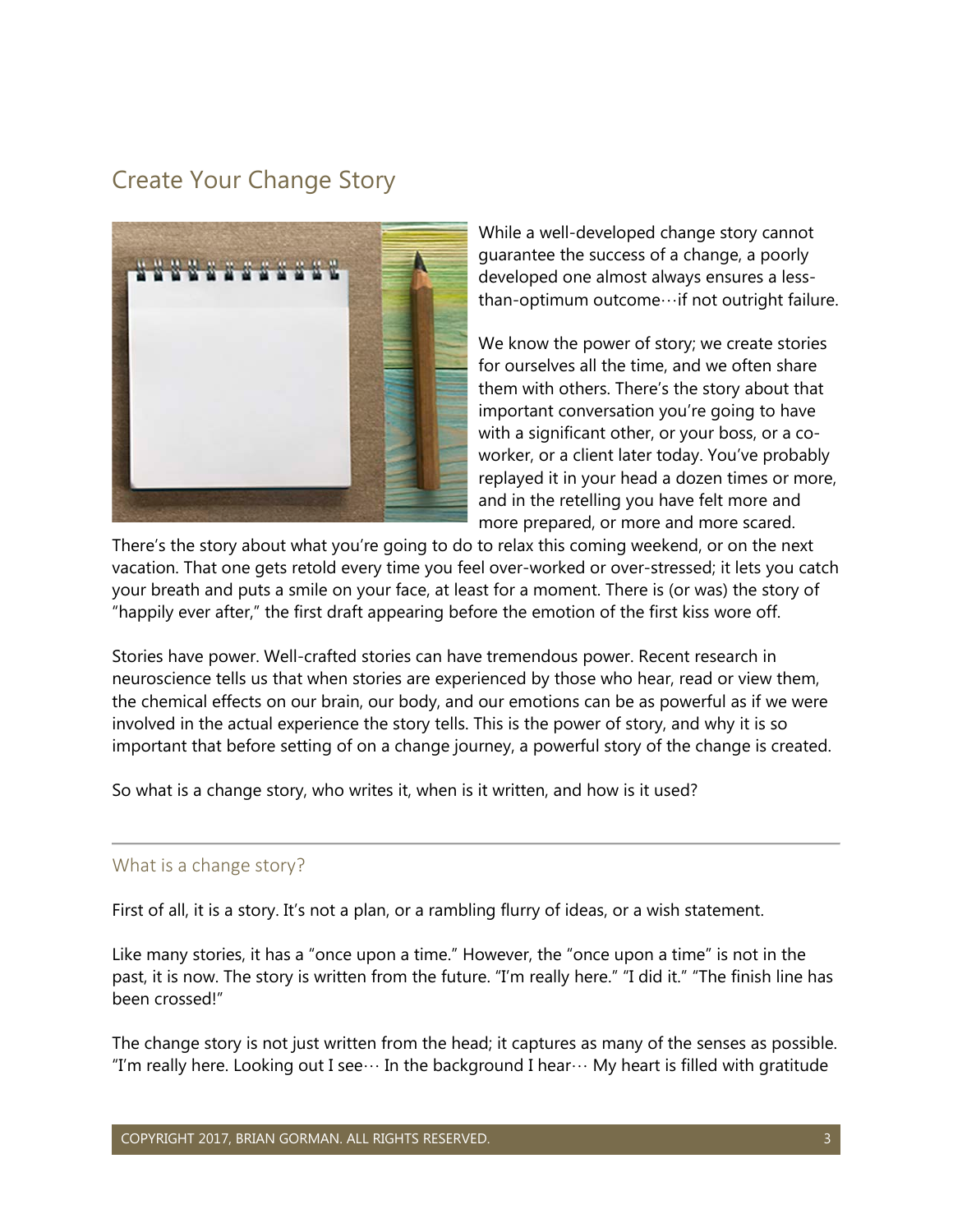## Create Your Change Story

While a well-developed change story cannot guarantee the success of a change, a poorly developed one almost always ensures a less-than-optimum outcome…if not outright failure.

We know the power of story; we create stories for ourselves all the time, and we often share them with others. There's the story about that important conversation you're going to have with a significant other, or your boss, or a co-worker, or a client later today. You've probably replayed it in your head a dozen times or more, and in the retelling you have felt more and more prepared, or more and more scared. There's the story about what you're going to do to relax this coming weekend, or on the next vacation. That one gets retold every time you feel over-worked or over-stressed; it lets you catch your breath and puts a smile on your face, at least for a moment. There is (or was) the story of "happily ever after," the first draft appearing before the emotion of the first kiss wore off.

Stories have power. Well-crafted stories can have tremendous power. Recent research in neuroscience tells us that when stories are experienced by those who hear, read or view them, the chemical effects on our brain, our body, and our emotions can be as powerful as if we were involved in the actual experience the story tells. This is the power of story, and why it is so important that before setting of on a change journey, a powerful story of the change is created.

So what is a change story, who writes it, when is it written, and how is it used?

---

### What is a change story?

First of all, it is a story. It's not a plan, or a rambling flurry of ideas, or a wish statement.

Like many stories, it has a "once upon a time." However, the "once upon a time" is not in the past, it is now. The story is written from the future. "I'm really here." "I did it." "The finish line has been crossed!"

The change story is not just written from the head; it captures as many of the senses as possible. "I'm really here. Looking out I see… In the background I hear… My heart is filled with gratitude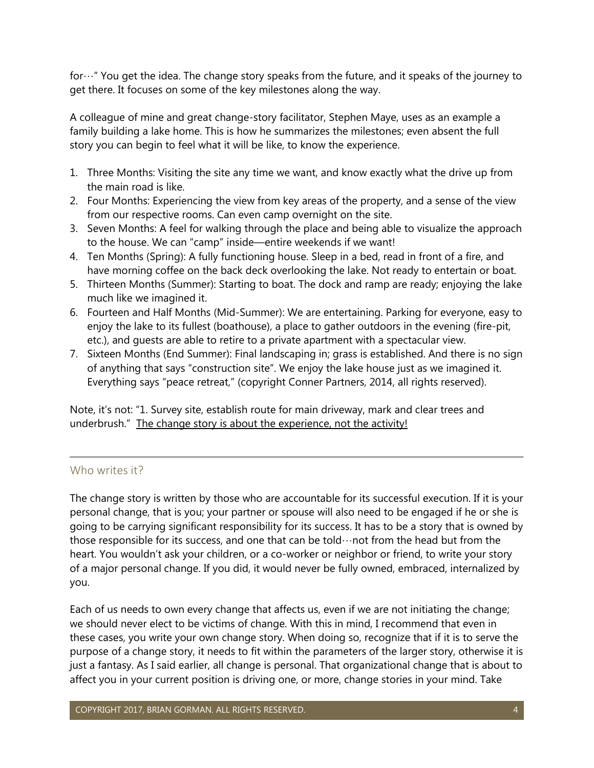for…" You get the idea. The change story speaks from the future, and it speaks of the journey to get there. It focuses on some of the key milestones along the way.

A colleague of mine and great change-story facilitator, Stephen Maye, uses as an example a family building a lake home. This is how he summarizes the milestones; even absent the full story you can begin to feel what it will be like, to know the experience.

1. Three Months: Visiting the site any time we want, and know exactly what the drive up from the main road is like.
2. Four Months: Experiencing the view from key areas of the property, and a sense of the view from our respective rooms. Can even camp overnight on the site.
3. Seven Months: A feel for walking through the place and being able to visualize the approach to the house. We can "camp" inside—entire weekends if we want!
4. Ten Months (Spring): A fully functioning house. Sleep in a bed, read in front of a fire, and have morning coffee on the back deck overlooking the lake. Not ready to entertain or boat.
5. Thirteen Months (Summer): Starting to boat. The dock and ramp are ready; enjoying the lake much like we imagined it.
6. Fourteen and Half Months (Mid-Summer): We are entertaining. Parking for everyone, easy to enjoy the lake to its fullest (boathouse), a place to gather outdoors in the evening (fire-pit, etc.), and guests are able to retire to a private apartment with a spectacular view.
7. Sixteen Months (End Summer): Final landscaping in; grass is established. And there is no sign of anything that says "construction site". We enjoy the lake house just as we imagined it. Everything says "peace retreat," (copyright Conner Partners, 2014, all rights reserved).

Note, it's not: "1. Survey site, establish route for main driveway, mark and clear trees and underbrush." <u>The change story is about the experience, not the activity!</u>

---

## Who writes it?

The change story is written by those who are accountable for its successful execution. If it is your personal change, that is you; your partner or spouse will also need to be engaged if he or she is going to be carrying significant responsibility for its success. It has to be a story that is owned by those responsible for its success, and one that can be told…not from the head but from the heart. You wouldn't ask your children, or a co-worker or neighbor or friend, to write your story of a major personal change. If you did, it would never be fully owned, embraced, internalized by you.

Each of us needs to own every change that affects us, even if we are not initiating the change; we should never elect to be victims of change. With this in mind, I recommend that even in these cases, you write your own change story. When doing so, recognize that if it is to serve the purpose of a change story, it needs to fit within the parameters of the larger story, otherwise it is just a fantasy. As I said earlier, all change is personal. That organizational change that is about to affect you in your current position is driving one, or more, change stories in your mind. Take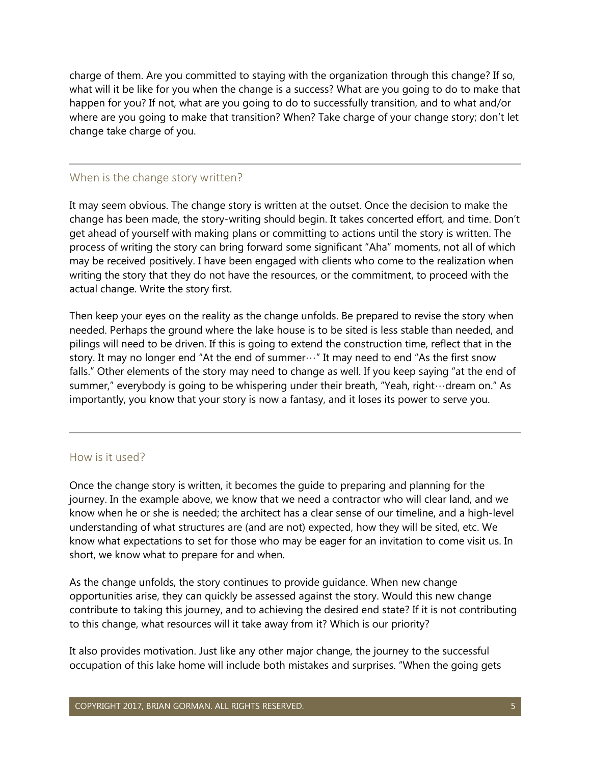charge of them. Are you committed to staying with the organization through this change? If so, what will it be like for you when the change is a success? What are you going to do to make that happen for you? If not, what are you going to do to successfully transition, and to what and/or where are you going to make that transition? When? Take charge of your change story; don't let change take charge of you.

---

## When is the change story written?

It may seem obvious. The change story is written at the outset. Once the decision to make the change has been made, the story-writing should begin. It takes concerted effort, and time. Don't get ahead of yourself with making plans or committing to actions until the story is written. The process of writing the story can bring forward some significant "Aha" moments, not all of which may be received positively. I have been engaged with clients who come to the realization when writing the story that they do not have the resources, or the commitment, to proceed with the actual change. Write the story first.

Then keep your eyes on the reality as the change unfolds. Be prepared to revise the story when needed. Perhaps the ground where the lake house is to be sited is less stable than needed, and pilings will need to be driven. If this is going to extend the construction time, reflect that in the story. It may no longer end "At the end of summer…" It may need to end "As the first snow falls." Other elements of the story may need to change as well. If you keep saying "at the end of summer," everybody is going to be whispering under their breath, "Yeah, right…dream on." As importantly, you know that your story is now a fantasy, and it loses its power to serve you.

---

## How is it used?

Once the change story is written, it becomes the guide to preparing and planning for the journey. In the example above, we know that we need a contractor who will clear land, and we know when he or she is needed; the architect has a clear sense of our timeline, and a high-level understanding of what structures are (and are not) expected, how they will be sited, etc. We know what expectations to set for those who may be eager for an invitation to come visit us. In short, we know what to prepare for and when.

As the change unfolds, the story continues to provide guidance. When new change opportunities arise, they can quickly be assessed against the story. Would this new change contribute to taking this journey, and to achieving the desired end state? If it is not contributing to this change, what resources will it take away from it? Which is our priority?

It also provides motivation. Just like any other major change, the journey to the successful occupation of this lake home will include both mistakes and surprises. "When the going gets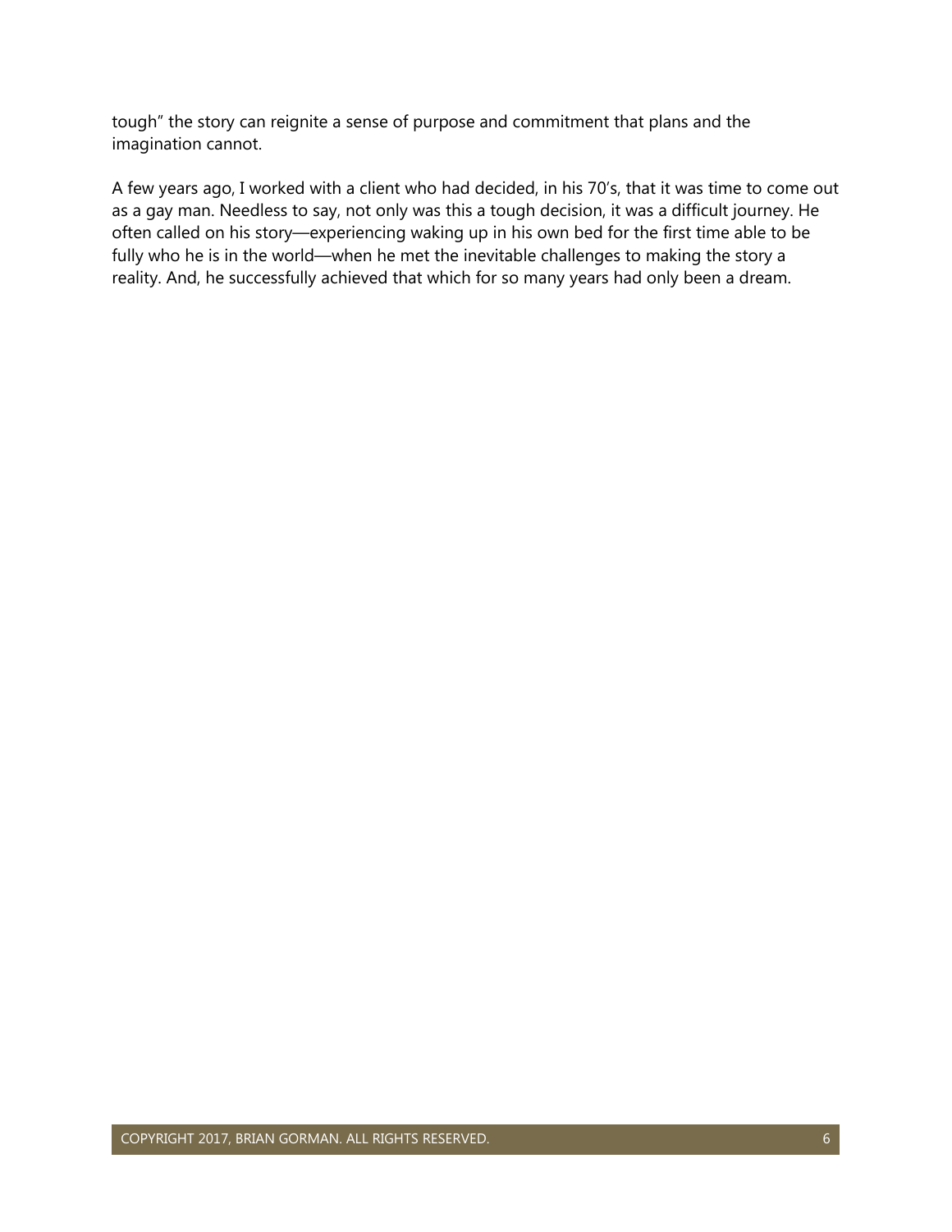tough" the story can reignite a sense of purpose and commitment that plans and the imagination cannot.

A few years ago, I worked with a client who had decided, in his 70's, that it was time to come out as a gay man. Needless to say, not only was this a tough decision, it was a difficult journey. He often called on his story—experiencing waking up in his own bed for the first time able to be fully who he is in the world—when he met the inevitable challenges to making the story a reality. And, he successfully achieved that which for so many years had only been a dream.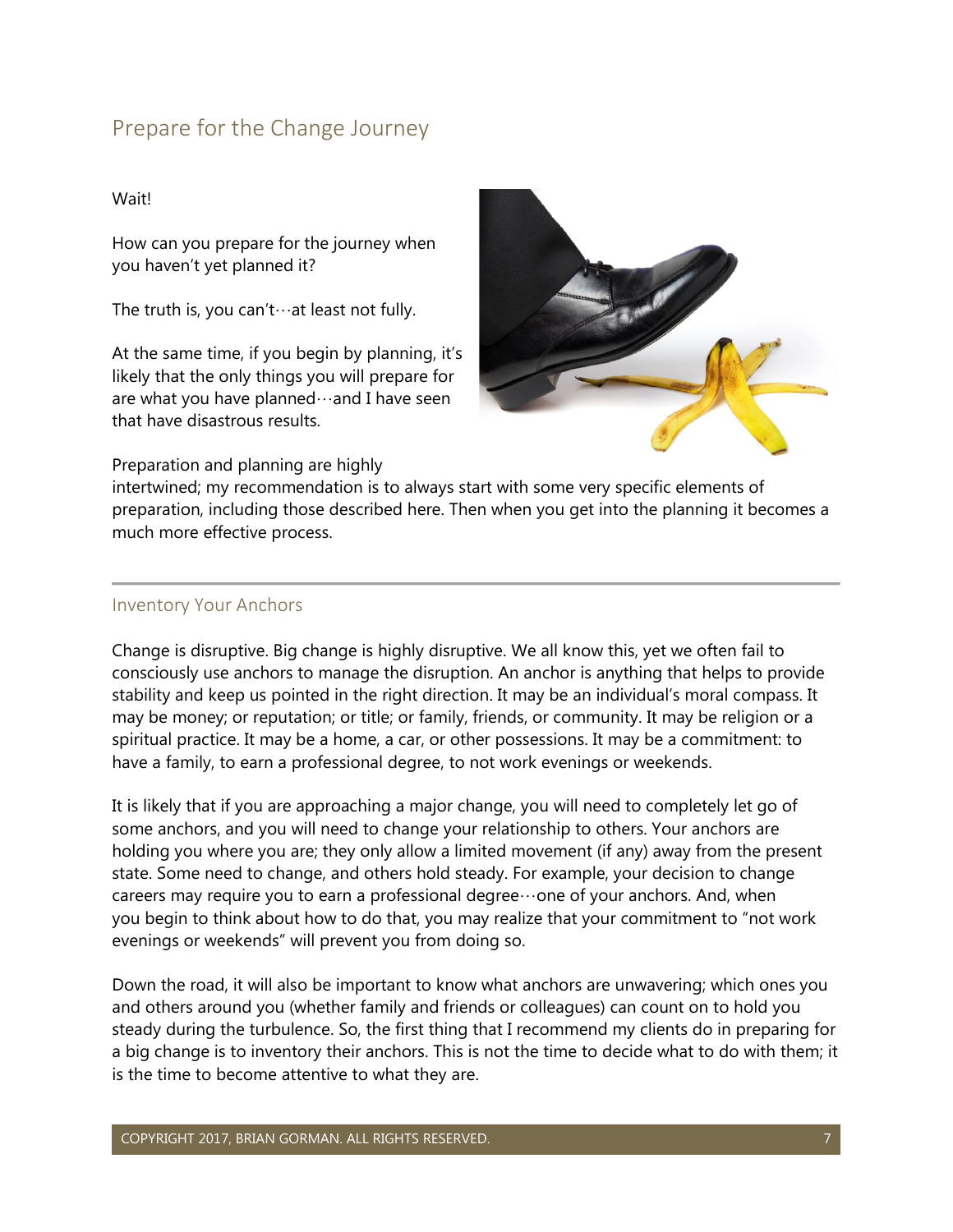## Prepare for the Change Journey

Wait!

How can you prepare for the journey when you haven't yet planned it?

The truth is, you can't…at least not fully.

At the same time, if you begin by planning, it's likely that the only things you will prepare for are what you have planned…and I have seen that have disastrous results.

Preparation and planning are highly intertwined; my recommendation is to always start with some very specific elements of preparation, including those described here. Then when you get into the planning it becomes a much more effective process.

---

### Inventory Your Anchors

Change is disruptive. Big change is highly disruptive. We all know this, yet we often fail to consciously use anchors to manage the disruption. An anchor is anything that helps to provide stability and keep us pointed in the right direction. It may be an individual's moral compass. It may be money; or reputation; or title; or family, friends, or community. It may be religion or a spiritual practice. It may be a home, a car, or other possessions. It may be a commitment: to have a family, to earn a professional degree, to not work evenings or weekends.

It is likely that if you are approaching a major change, you will need to completely let go of some anchors, and you will need to change your relationship to others. Your anchors are holding you where you are; they only allow a limited movement (if any) away from the present state. Some need to change, and others hold steady. For example, your decision to change careers may require you to earn a professional degree…one of your anchors. And, when you begin to think about how to do that, you may realize that your commitment to "not work evenings or weekends" will prevent you from doing so.

Down the road, it will also be important to know what anchors are unwavering; which ones you and others around you (whether family and friends or colleagues) can count on to hold you steady during the turbulence. So, the first thing that I recommend my clients do in preparing for a big change is to inventory their anchors. This is not the time to decide what to do with them; it is the time to become attentive to what they are.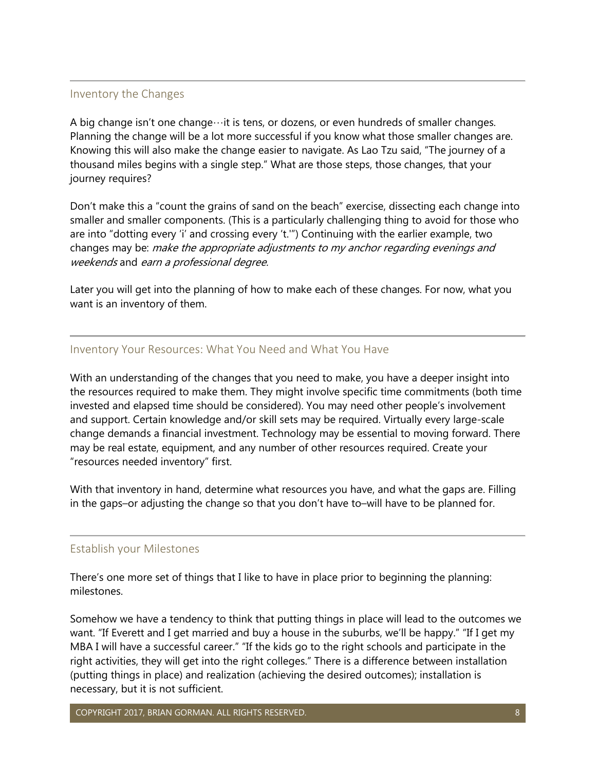## Inventory the Changes

A big change isn't one change…it is tens, or dozens, or even hundreds of smaller changes. Planning the change will be a lot more successful if you know what those smaller changes are. Knowing this will also make the change easier to navigate. As Lao Tzu said, "The journey of a thousand miles begins with a single step." What are those steps, those changes, that your journey requires?

Don't make this a "count the grains of sand on the beach" exercise, dissecting each change into smaller and smaller components. (This is a particularly challenging thing to avoid for those who are into "dotting every 'i' and crossing every 't.'") Continuing with the earlier example, two changes may be: *make the appropriate adjustments to my anchor regarding evenings and weekends* and *earn a professional degree*.

Later you will get into the planning of how to make each of these changes. For now, what you want is an inventory of them.

## Inventory Your Resources: What You Need and What You Have

With an understanding of the changes that you need to make, you have a deeper insight into the resources required to make them. They might involve specific time commitments (both time invested and elapsed time should be considered). You may need other people's involvement and support. Certain knowledge and/or skill sets may be required. Virtually every large-scale change demands a financial investment. Technology may be essential to moving forward. There may be real estate, equipment, and any number of other resources required. Create your "resources needed inventory" first.

With that inventory in hand, determine what resources you have, and what the gaps are. Filling in the gaps–or adjusting the change so that you don't have to–will have to be planned for.

## Establish your Milestones

There's one more set of things that I like to have in place prior to beginning the planning: milestones.

Somehow we have a tendency to think that putting things in place will lead to the outcomes we want. "If Everett and I get married and buy a house in the suburbs, we'll be happy." "If I get my MBA I will have a successful career." "If the kids go to the right schools and participate in the right activities, they will get into the right colleges." There is a difference between installation (putting things in place) and realization (achieving the desired outcomes); installation is necessary, but it is not sufficient.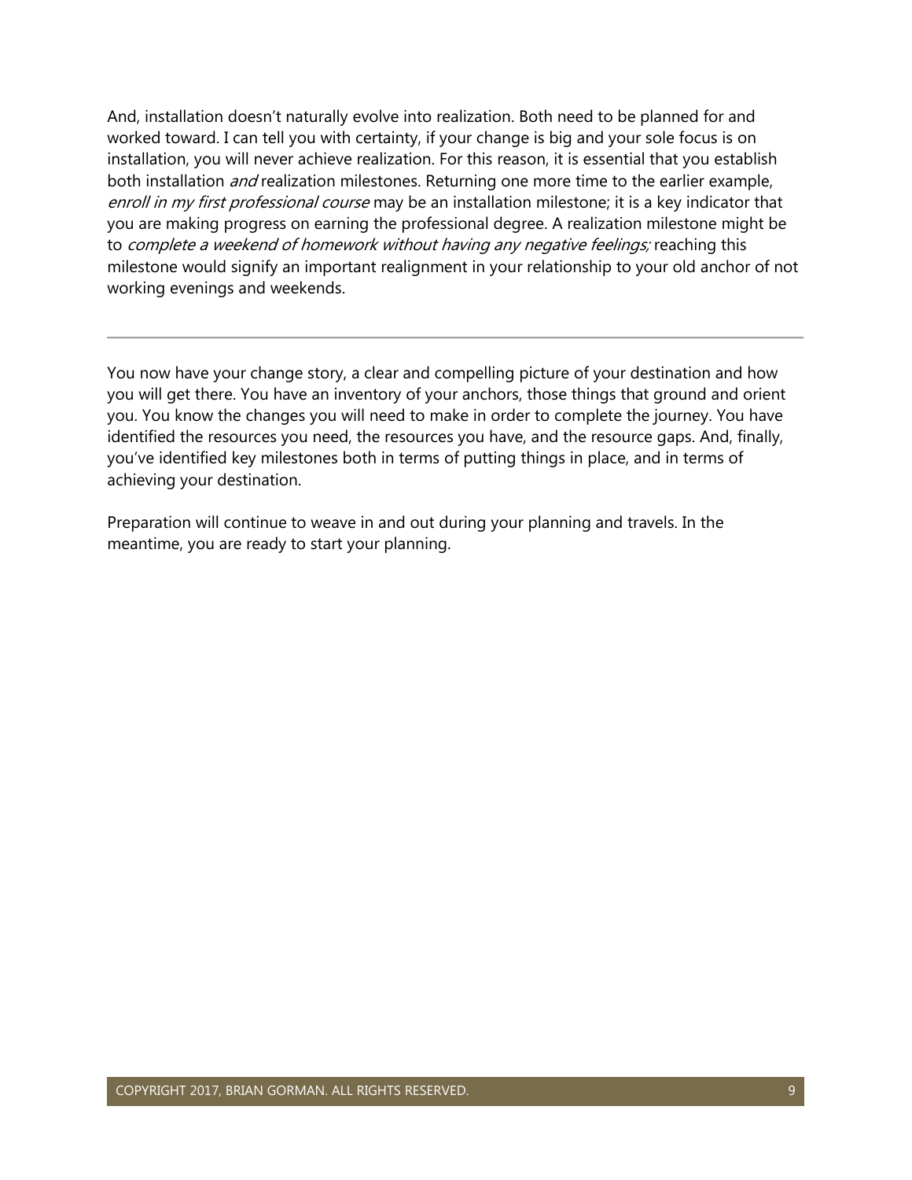And, installation doesn't naturally evolve into realization. Both need to be planned for and worked toward. I can tell you with certainty, if your change is big and your sole focus is on installation, you will never achieve realization. For this reason, it is essential that you establish both installation *and* realization milestones. Returning one more time to the earlier example, *enroll in my first professional course* may be an installation milestone; it is a key indicator that you are making progress on earning the professional degree. A realization milestone might be to *complete a weekend of homework without having any negative feelings;* reaching this milestone would signify an important realignment in your relationship to your old anchor of not working evenings and weekends.

---

You now have your change story, a clear and compelling picture of your destination and how you will get there. You have an inventory of your anchors, those things that ground and orient you. You know the changes you will need to make in order to complete the journey. You have identified the resources you need, the resources you have, and the resource gaps. And, finally, you've identified key milestones both in terms of putting things in place, and in terms of achieving your destination.

Preparation will continue to weave in and out during your planning and travels. In the meantime, you are ready to start your planning.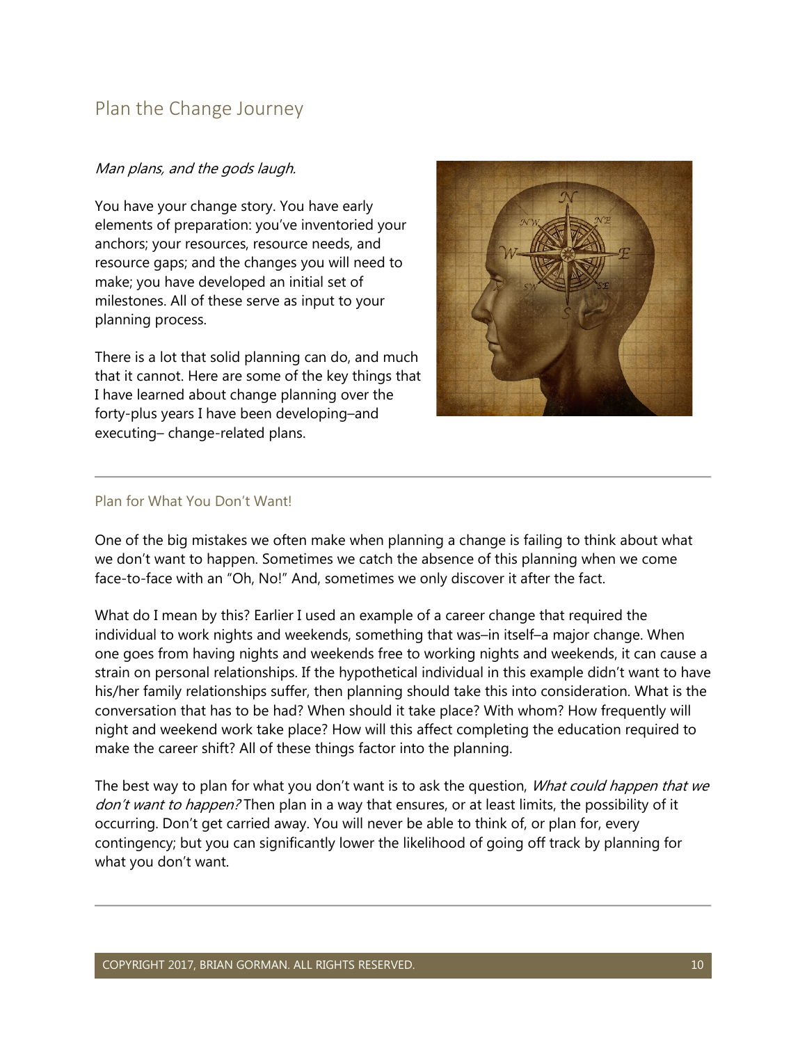## Plan the Change Journey

*Man plans, and the gods laugh.*

You have your change story. You have early elements of preparation: you've inventoried your anchors; your resources, resource needs, and resource gaps; and the changes you will need to make; you have developed an initial set of milestones. All of these serve as input to your planning process.

There is a lot that solid planning can do, and much that it cannot. Here are some of the key things that I have learned about change planning over the forty-plus years I have been developing–and executing– change-related plans.

---

### Plan for What You Don't Want!

One of the big mistakes we often make when planning a change is failing to think about what we don't want to happen. Sometimes we catch the absence of this planning when we come face-to-face with an "Oh, No!" And, sometimes we only discover it after the fact.

What do I mean by this? Earlier I used an example of a career change that required the individual to work nights and weekends, something that was–in itself–a major change. When one goes from having nights and weekends free to working nights and weekends, it can cause a strain on personal relationships. If the hypothetical individual in this example didn't want to have his/her family relationships suffer, then planning should take this into consideration. What is the conversation that has to be had? When should it take place? With whom? How frequently will night and weekend work take place? How will this affect completing the education required to make the career shift? All of these things factor into the planning.

The best way to plan for what you don't want is to ask the question, *What could happen that we don't want to happen?* Then plan in a way that ensures, or at least limits, the possibility of it occurring. Don't get carried away. You will never be able to think of, or plan for, every contingency; but you can significantly lower the likelihood of going off track by planning for what you don't want.

---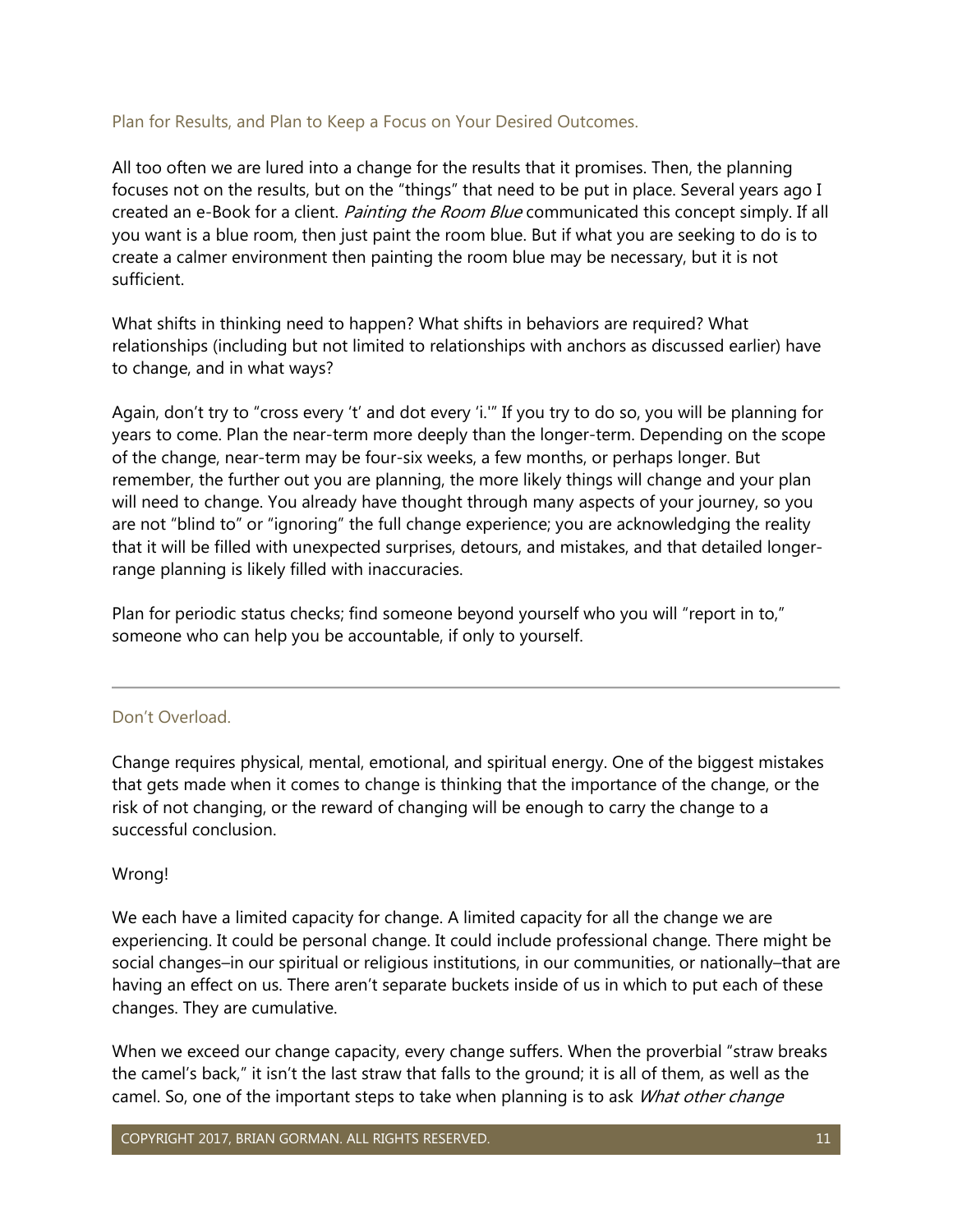## Plan for Results, and Plan to Keep a Focus on Your Desired Outcomes.

All too often we are lured into a change for the results that it promises. Then, the planning focuses not on the results, but on the "things" that need to be put in place. Several years ago I created an e-Book for a client. *Painting the Room Blue* communicated this concept simply. If all you want is a blue room, then just paint the room blue. But if what you are seeking to do is to create a calmer environment then painting the room blue may be necessary, but it is not sufficient.

What shifts in thinking need to happen? What shifts in behaviors are required? What relationships (including but not limited to relationships with anchors as discussed earlier) have to change, and in what ways?

Again, don't try to "cross every 't' and dot every 'i.'" If you try to do so, you will be planning for years to come. Plan the near-term more deeply than the longer-term. Depending on the scope of the change, near-term may be four-six weeks, a few months, or perhaps longer. But remember, the further out you are planning, the more likely things will change and your plan will need to change. You already have thought through many aspects of your journey, so you are not "blind to" or "ignoring" the full change experience; you are acknowledging the reality that it will be filled with unexpected surprises, detours, and mistakes, and that detailed longer-range planning is likely filled with inaccuracies.

Plan for periodic status checks; find someone beyond yourself who you will "report in to," someone who can help you be accountable, if only to yourself.

---

## Don't Overload.

Change requires physical, mental, emotional, and spiritual energy. One of the biggest mistakes that gets made when it comes to change is thinking that the importance of the change, or the risk of not changing, or the reward of changing will be enough to carry the change to a successful conclusion.

Wrong!

We each have a limited capacity for change. A limited capacity for all the change we are experiencing. It could be personal change. It could include professional change. There might be social changes–in our spiritual or religious institutions, in our communities, or nationally–that are having an effect on us. There aren't separate buckets inside of us in which to put each of these changes. They are cumulative.

When we exceed our change capacity, every change suffers. When the proverbial "straw breaks the camel's back," it isn't the last straw that falls to the ground; it is all of them, as well as the camel. So, one of the important steps to take when planning is to ask *What other change*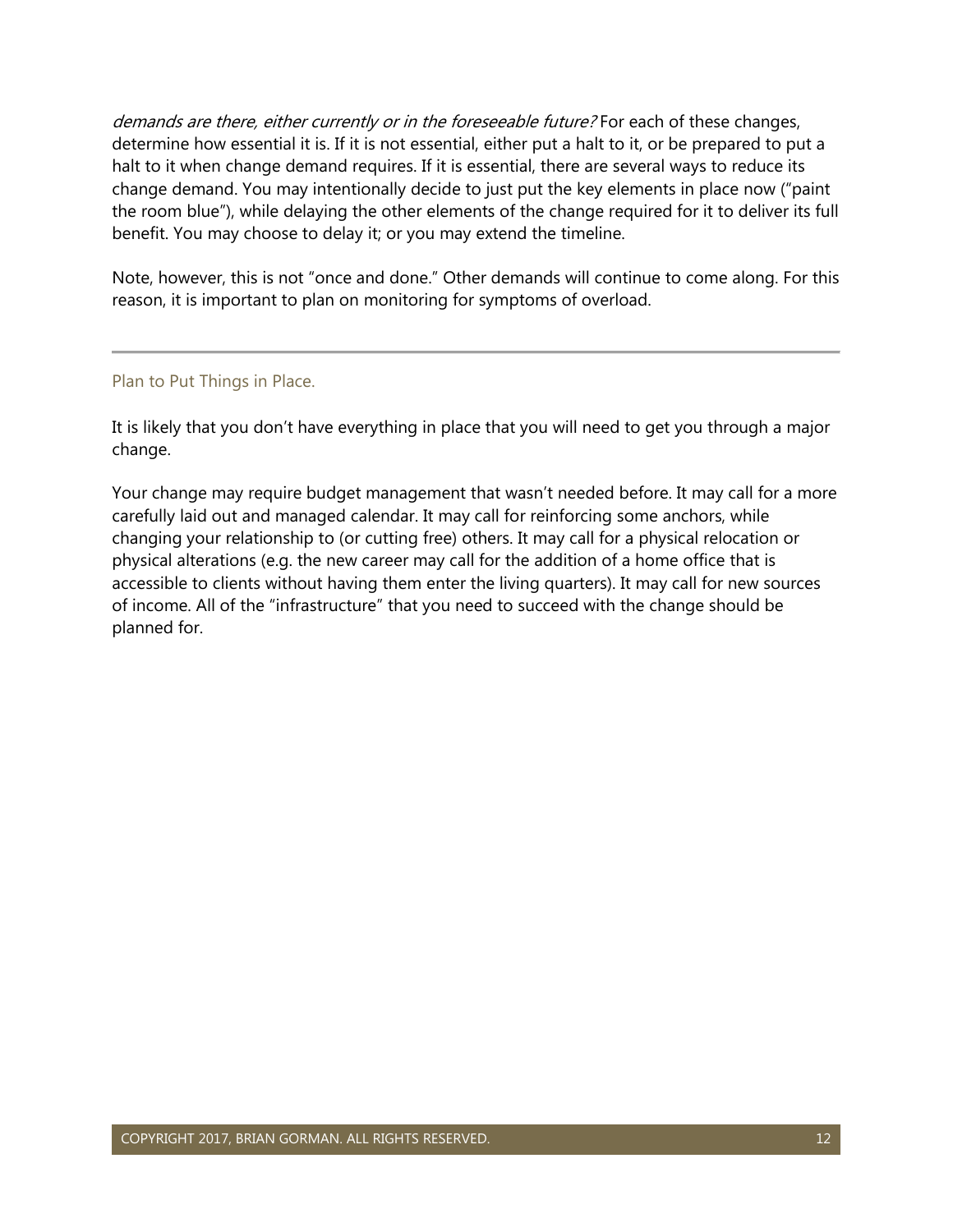*demands are there, either currently or in the foreseeable future?* For each of these changes, determine how essential it is. If it is not essential, either put a halt to it, or be prepared to put a halt to it when change demand requires. If it is essential, there are several ways to reduce its change demand. You may intentionally decide to just put the key elements in place now ("paint the room blue"), while delaying the other elements of the change required for it to deliver its full benefit. You may choose to delay it; or you may extend the timeline.

Note, however, this is not "once and done." Other demands will continue to come along. For this reason, it is important to plan on monitoring for symptoms of overload.

---

### Plan to Put Things in Place.

It is likely that you don't have everything in place that you will need to get you through a major change.

Your change may require budget management that wasn't needed before. It may call for a more carefully laid out and managed calendar. It may call for reinforcing some anchors, while changing your relationship to (or cutting free) others. It may call for a physical relocation or physical alterations (e.g. the new career may call for the addition of a home office that is accessible to clients without having them enter the living quarters). It may call for new sources of income. All of the "infrastructure" that you need to succeed with the change should be planned for.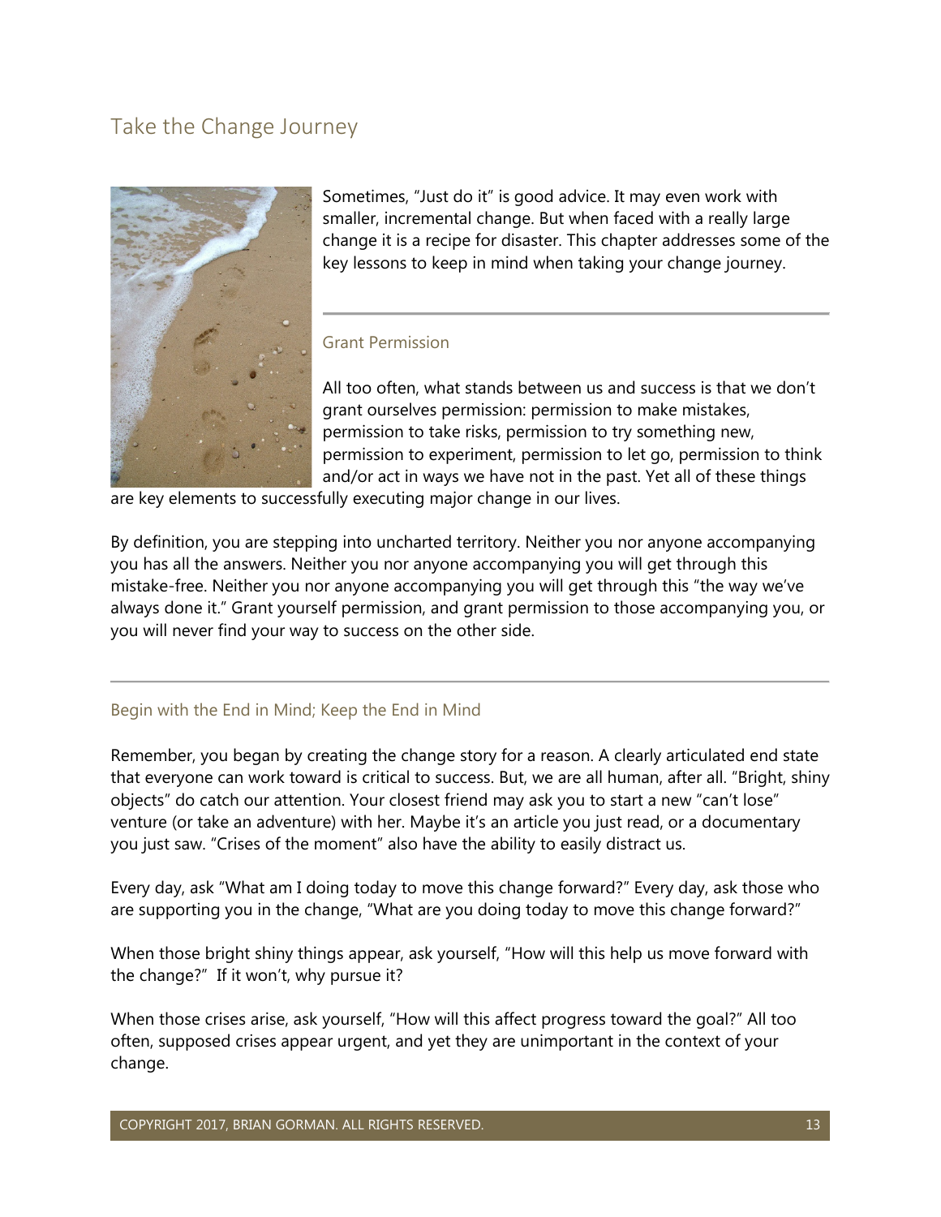## Take the Change Journey

Sometimes, "Just do it" is good advice. It may even work with smaller, incremental change. But when faced with a really large change it is a recipe for disaster. This chapter addresses some of the key lessons to keep in mind when taking your change journey.

### Grant Permission

All too often, what stands between us and success is that we don't grant ourselves permission: permission to make mistakes, permission to take risks, permission to try something new, permission to experiment, permission to let go, permission to think and/or act in ways we have not in the past. Yet all of these things are key elements to successfully executing major change in our lives.

By definition, you are stepping into uncharted territory. Neither you nor anyone accompanying you has all the answers. Neither you nor anyone accompanying you will get through this mistake-free. Neither you nor anyone accompanying you will get through this "the way we've always done it." Grant yourself permission, and grant permission to those accompanying you, or you will never find your way to success on the other side.

### Begin with the End in Mind; Keep the End in Mind

Remember, you began by creating the change story for a reason. A clearly articulated end state that everyone can work toward is critical to success. But, we are all human, after all. "Bright, shiny objects" do catch our attention. Your closest friend may ask you to start a new "can't lose" venture (or take an adventure) with her. Maybe it's an article you just read, or a documentary you just saw. "Crises of the moment" also have the ability to easily distract us.

Every day, ask "What am I doing today to move this change forward?" Every day, ask those who are supporting you in the change, "What are you doing today to move this change forward?"

When those bright shiny things appear, ask yourself, "How will this help us move forward with the change?" If it won't, why pursue it?

When those crises arise, ask yourself, "How will this affect progress toward the goal?" All too often, supposed crises appear urgent, and yet they are unimportant in the context of your change.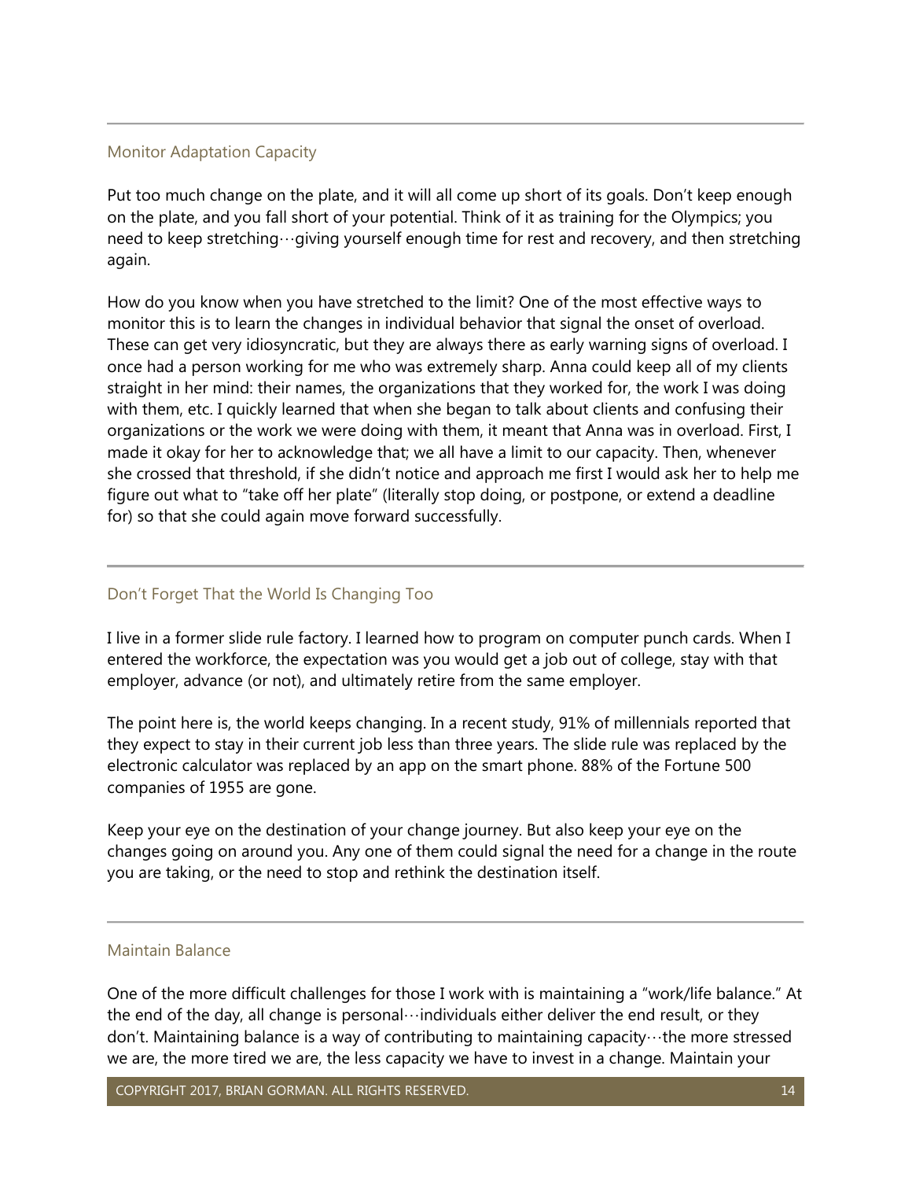## Monitor Adaptation Capacity

Put too much change on the plate, and it will all come up short of its goals. Don't keep enough on the plate, and you fall short of your potential. Think of it as training for the Olympics; you need to keep stretching…giving yourself enough time for rest and recovery, and then stretching again.

How do you know when you have stretched to the limit? One of the most effective ways to monitor this is to learn the changes in individual behavior that signal the onset of overload. These can get very idiosyncratic, but they are always there as early warning signs of overload. I once had a person working for me who was extremely sharp. Anna could keep all of my clients straight in her mind: their names, the organizations that they worked for, the work I was doing with them, etc. I quickly learned that when she began to talk about clients and confusing their organizations or the work we were doing with them, it meant that Anna was in overload. First, I made it okay for her to acknowledge that; we all have a limit to our capacity. Then, whenever she crossed that threshold, if she didn't notice and approach me first I would ask her to help me figure out what to "take off her plate" (literally stop doing, or postpone, or extend a deadline for) so that she could again move forward successfully.

## Don't Forget That the World Is Changing Too

I live in a former slide rule factory. I learned how to program on computer punch cards. When I entered the workforce, the expectation was you would get a job out of college, stay with that employer, advance (or not), and ultimately retire from the same employer.

The point here is, the world keeps changing. In a recent study, 91% of millennials reported that they expect to stay in their current job less than three years. The slide rule was replaced by the electronic calculator was replaced by an app on the smart phone. 88% of the Fortune 500 companies of 1955 are gone.

Keep your eye on the destination of your change journey. But also keep your eye on the changes going on around you. Any one of them could signal the need for a change in the route you are taking, or the need to stop and rethink the destination itself.

## Maintain Balance

One of the more difficult challenges for those I work with is maintaining a "work/life balance." At the end of the day, all change is personal…individuals either deliver the end result, or they don't. Maintaining balance is a way of contributing to maintaining capacity…the more stressed we are, the more tired we are, the less capacity we have to invest in a change. Maintain your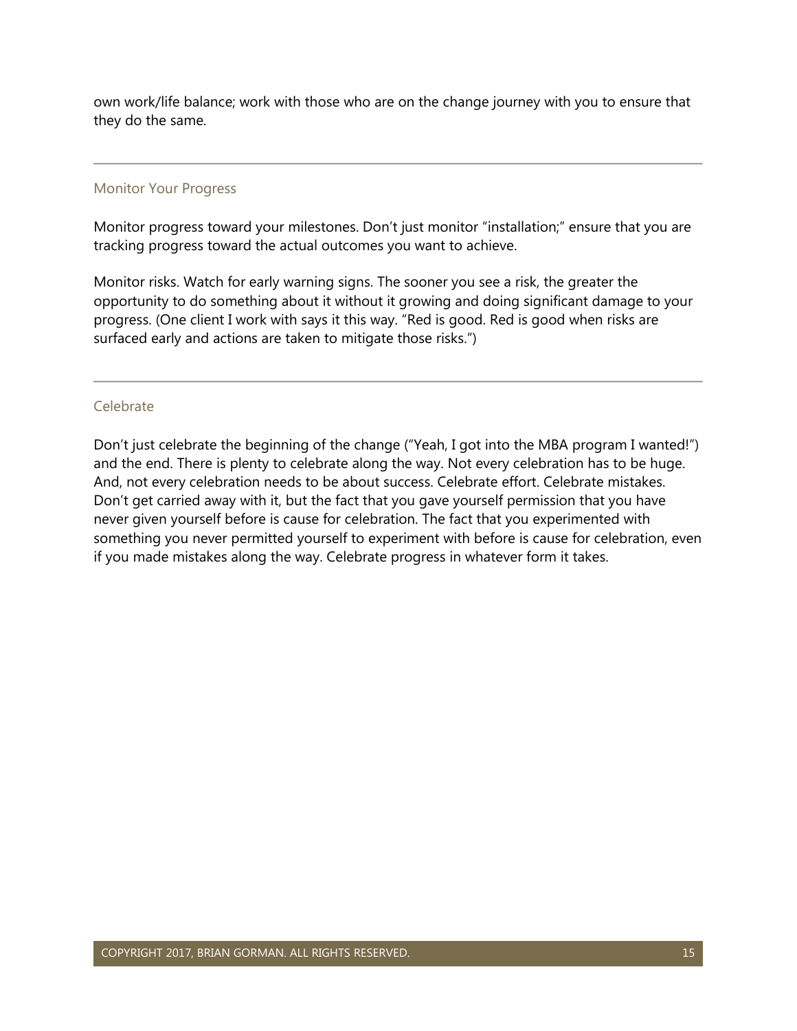own work/life balance; work with those who are on the change journey with you to ensure that they do the same.

---

### Monitor Your Progress

Monitor progress toward your milestones. Don't just monitor "installation;" ensure that you are tracking progress toward the actual outcomes you want to achieve.

Monitor risks. Watch for early warning signs. The sooner you see a risk, the greater the opportunity to do something about it without it growing and doing significant damage to your progress. (One client I work with says it this way. "Red is good. Red is good when risks are surfaced early and actions are taken to mitigate those risks.")

---

### Celebrate

Don't just celebrate the beginning of the change ("Yeah, I got into the MBA program I wanted!") and the end. There is plenty to celebrate along the way. Not every celebration has to be huge. And, not every celebration needs to be about success. Celebrate effort. Celebrate mistakes. Don't get carried away with it, but the fact that you gave yourself permission that you have never given yourself before is cause for celebration. The fact that you experimented with something you never permitted yourself to experiment with before is cause for celebration, even if you made mistakes along the way. Celebrate progress in whatever form it takes.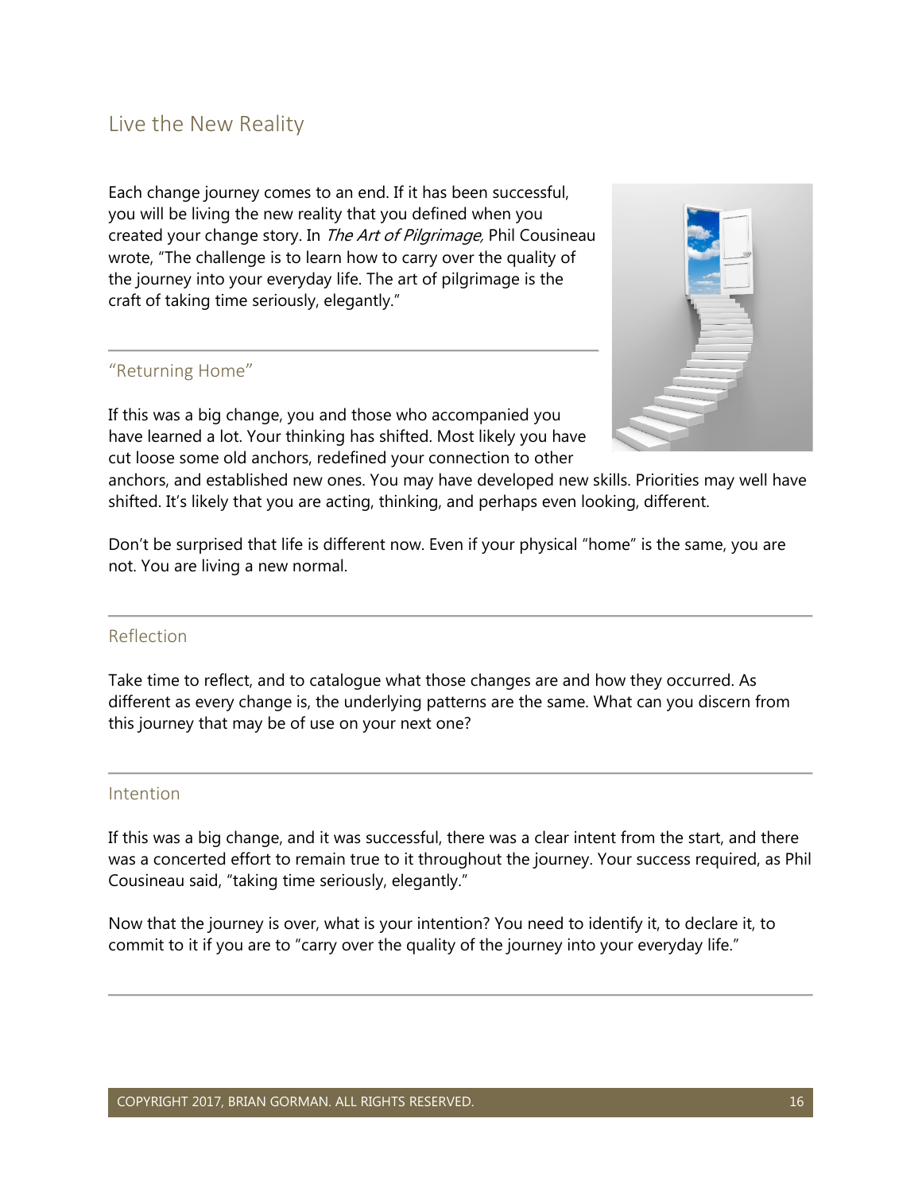## Live the New Reality

Each change journey comes to an end. If it has been successful, you will be living the new reality that you defined when you created your change story. In *The Art of Pilgrimage,* Phil Cousineau wrote, "The challenge is to learn how to carry over the quality of the journey into your everyday life. The art of pilgrimage is the craft of taking time seriously, elegantly."

### "Returning Home"

If this was a big change, you and those who accompanied you have learned a lot. Your thinking has shifted. Most likely you have cut loose some old anchors, redefined your connection to other anchors, and established new ones. You may have developed new skills. Priorities may well have shifted. It's likely that you are acting, thinking, and perhaps even looking, different.

Don't be surprised that life is different now. Even if your physical "home" is the same, you are not. You are living a new normal.

### Reflection

Take time to reflect, and to catalogue what those changes are and how they occurred. As different as every change is, the underlying patterns are the same. What can you discern from this journey that may be of use on your next one?

### Intention

If this was a big change, and it was successful, there was a clear intent from the start, and there was a concerted effort to remain true to it throughout the journey. Your success required, as Phil Cousineau said, "taking time seriously, elegantly."

Now that the journey is over, what is your intention? You need to identify it, to declare it, to commit to it if you are to "carry over the quality of the journey into your everyday life."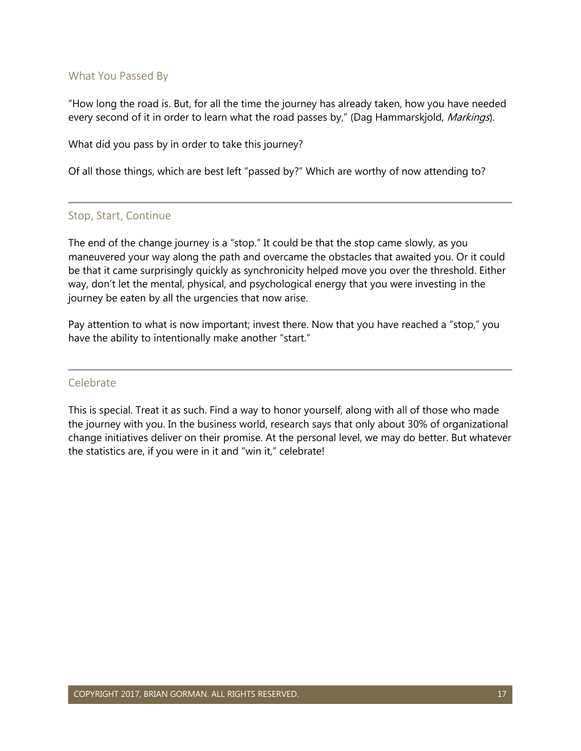## What You Passed By

"How long the road is. But, for all the time the journey has already taken, how you have needed every second of it in order to learn what the road passes by," (Dag Hammarskjold, *Markings*).

What did you pass by in order to take this journey?

Of all those things, which are best left "passed by?" Which are worthy of now attending to?

---

## Stop, Start, Continue

The end of the change journey is a "stop." It could be that the stop came slowly, as you maneuvered your way along the path and overcame the obstacles that awaited you. Or it could be that it came surprisingly quickly as synchronicity helped move you over the threshold. Either way, don't let the mental, physical, and psychological energy that you were investing in the journey be eaten by all the urgencies that now arise.

Pay attention to what is now important; invest there. Now that you have reached a "stop," you have the ability to intentionally make another "start."

---

## Celebrate

This is special. Treat it as such. Find a way to honor yourself, along with all of those who made the journey with you. In the business world, research says that only about 30% of organizational change initiatives deliver on their promise. At the personal level, we may do better. But whatever the statistics are, if you were in it and "win it," celebrate!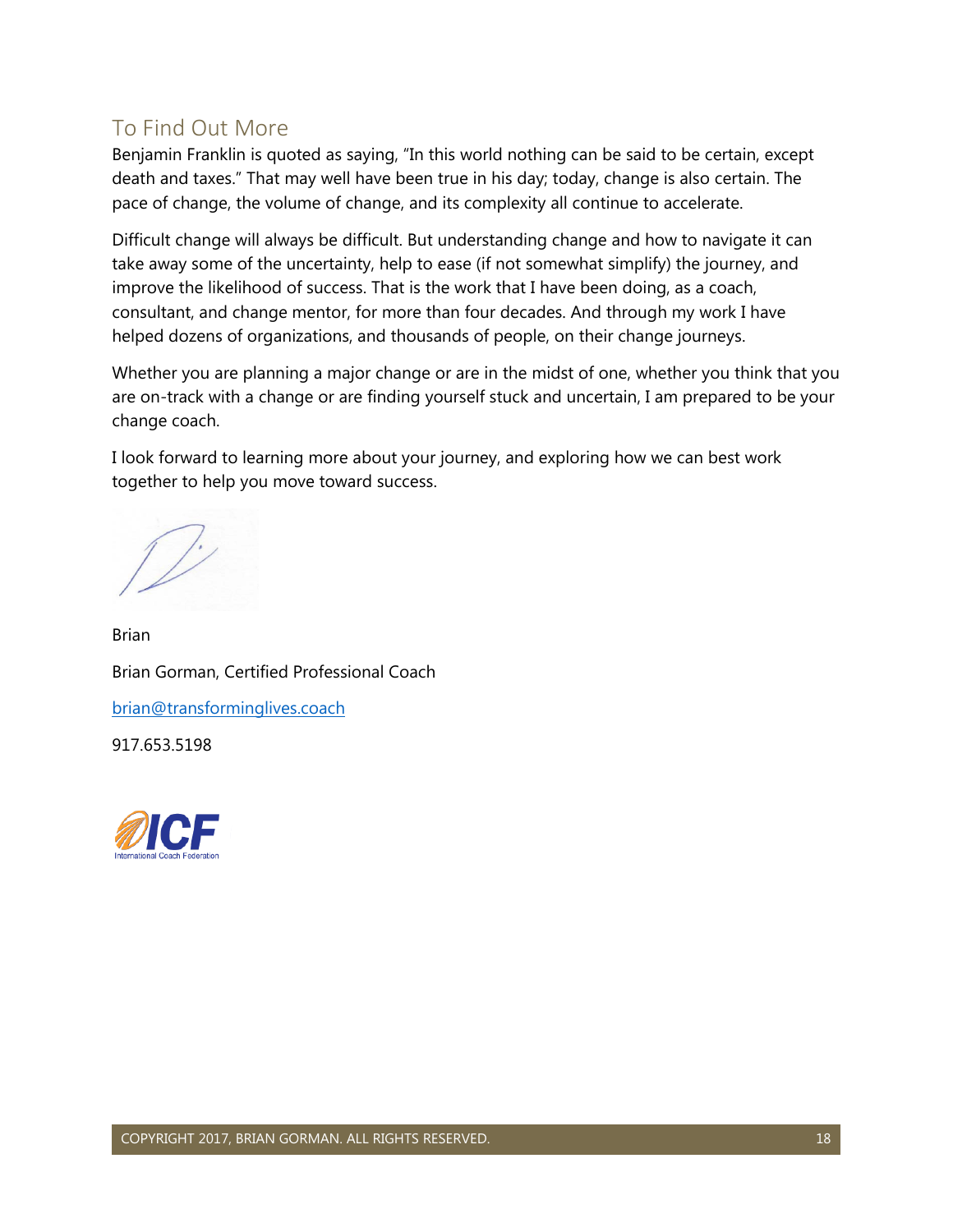## To Find Out More

Benjamin Franklin is quoted as saying, "In this world nothing can be said to be certain, except death and taxes." That may well have been true in his day; today, change is also certain. The pace of change, the volume of change, and its complexity all continue to accelerate.

Difficult change will always be difficult. But understanding change and how to navigate it can take away some of the uncertainty, help to ease (if not somewhat simplify) the journey, and improve the likelihood of success. That is the work that I have been doing, as a coach, consultant, and change mentor, for more than four decades. And through my work I have helped dozens of organizations, and thousands of people, on their change journeys.

Whether you are planning a major change or are in the midst of one, whether you think that you are on-track with a change or are finding yourself stuck and uncertain, I am prepared to be your change coach.

I look forward to learning more about your journey, and exploring how we can best work together to help you move toward success.

Brian

Brian Gorman, Certified Professional Coach

brian@transforminglives.coach

917.653.5198

ICF
International Coach Federation

COPYRIGHT 2017, BRIAN GORMAN. ALL RIGHTS RESERVED.